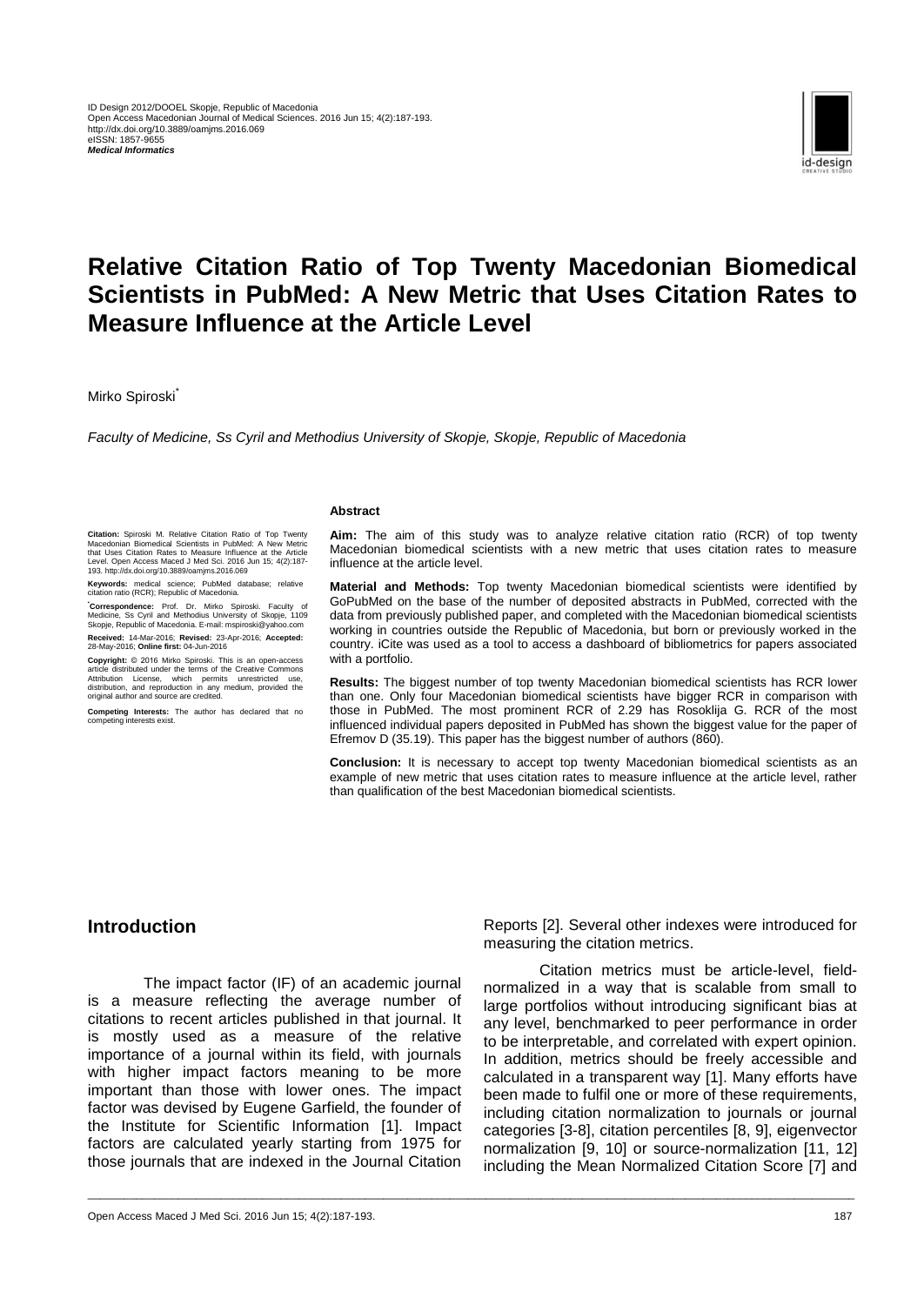ID Design 2012/DOOEL Skopje, Republic of Macedonia
Open Access Macedonian Journal of Medical Sciences. 2016 Jun 15; 4(2):187-193.
http://dx.doi.org/10.3889/oamjms.2016.069
eISSN: 1857-9655
***Medical Informatics***

# Relative Citation Ratio of Top Twenty Macedonian Biomedical Scientists in PubMed: A New Metric that Uses Citation Rates to Measure Influence at the Article Level

Mirko Spiroski[*]

*Faculty of Medicine, Ss Cyril and Methodius University of Skopje, Skopje, Republic of Macedonia*

**Citation:** Spiroski M. Relative Citation Ratio of Top Twenty Macedonian Biomedical Scientists in PubMed: A New Metric that Uses Citation Rates to Measure Influence at the Article Level. Open Access Maced J Med Sci. 2016 Jun 15; 4(2):187-193. http://dx.doi.org/10.3889/oamjms.2016.069

**Keywords:** medical science; PubMed database; relative citation ratio (RCR); Republic of Macedonia.

[*]**Correspondence:** Prof. Dr. Mirko Spiroski. Faculty of Medicine, Ss Cyril and Methodius University of Skopje, 1109 Skopje, Republic of Macedonia. E-mail: mspiroski@yahoo.com

**Received:** 14-Mar-2016; **Revised:** 23-Apr-2016; **Accepted:** 28-May-2016; **Online first:** 04-Jun-2016

**Copyright:** © 2016 Mirko Spiroski. This is an open-access article distributed under the terms of the Creative Commons Attribution License, which permits unrestricted use, distribution, and reproduction in any medium, provided the original author and source are credited.

**Competing Interests:** The author has declared that no competing interests exist.

**Abstract**

**Aim:** The aim of this study was to analyze relative citation ratio (RCR) of top twenty Macedonian biomedical scientists with a new metric that uses citation rates to measure influence at the article level.

**Material and Methods:** Top twenty Macedonian biomedical scientists were identified by GoPubMed on the base of the number of deposited abstracts in PubMed, corrected with the data from previously published paper, and completed with the Macedonian biomedical scientists working in countries outside the Republic of Macedonia, but born or previously worked in the country. iCite was used as a tool to access a dashboard of bibliometrics for papers associated with a portfolio.

**Results:** The biggest number of top twenty Macedonian biomedical scientists has RCR lower than one. Only four Macedonian biomedical scientists have bigger RCR in comparison with those in PubMed. The most prominent RCR of 2.29 has Rosoklija G. RCR of the most influenced individual papers deposited in PubMed has shown the biggest value for the paper of Efremov D (35.19). This paper has the biggest number of authors (860).

**Conclusion:** It is necessary to accept top twenty Macedonian biomedical scientists as an example of new metric that uses citation rates to measure influence at the article level, rather than qualification of the best Macedonian biomedical scientists.

## Introduction

The impact factor (IF) of an academic journal is a measure reflecting the average number of citations to recent articles published in that journal. It is mostly used as a measure of the relative importance of a journal within its field, with journals with higher impact factors meaning to be more important than those with lower ones. The impact factor was devised by Eugene Garfield, the founder of the Institute for Scientific Information [1]. Impact factors are calculated yearly starting from 1975 for those journals that are indexed in the Journal Citation Reports [2]. Several other indexes were introduced for measuring the citation metrics.

Citation metrics must be article-level, field-normalized in a way that is scalable from small to large portfolios without introducing significant bias at any level, benchmarked to peer performance in order to be interpretable, and correlated with expert opinion. In addition, metrics should be freely accessible and calculated in a transparent way [1]. Many efforts have been made to fulfil one or more of these requirements, including citation normalization to journals or journal categories [3-8], citation percentiles [8, 9], eigenvector normalization [9, 10] or source-normalization [11, 12] including the Mean Normalized Citation Score [7] and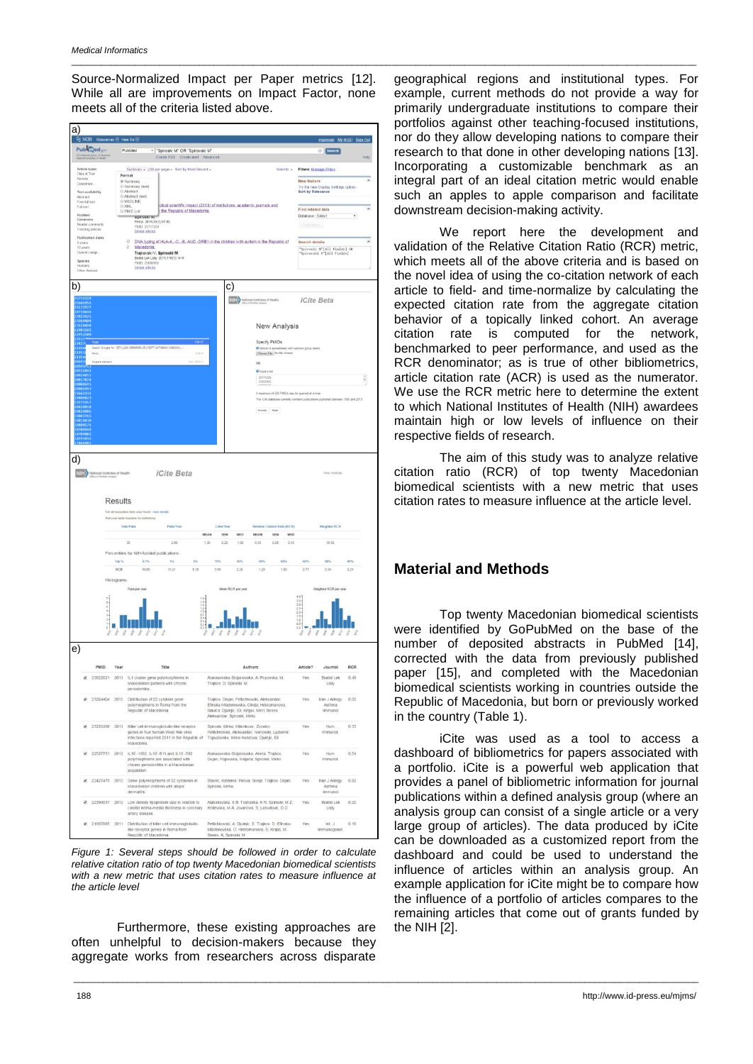Source-Normalized Impact per Paper metrics [12]. While all are improvements on Impact Factor, none meets all of the criteria listed above.

*Figure 1: Several steps should be followed in order to calculate relative citation ratio of top twenty Macedonian biomedical scientists with a new metric that uses citation rates to measure influence at the article level*

Furthermore, these existing approaches are often unhelpful to decision-makers because they aggregate works from researchers across disparate geographical regions and institutional types. For example, current methods do not provide a way for primarily undergraduate institutions to compare their portfolios against other teaching-focused institutions, nor do they allow developing nations to compare their research to that done in other developing nations [13]. Incorporating a customizable benchmark as an integral part of an ideal citation metric would enable such an apples to apple comparison and facilitate downstream decision-making activity.

We report here the development and validation of the Relative Citation Ratio (RCR) metric, which meets all of the above criteria and is based on the novel idea of using the co-citation network of each article to field- and time-normalize by calculating the expected citation rate from the aggregate citation behavior of a topically linked cohort. An average citation rate is computed for the network, benchmarked to peer performance, and used as the RCR denominator; as is true of other bibliometrics, article citation rate (ACR) is used as the numerator. We use the RCR metric here to determine the extent to which National Institutes of Health (NIH) awardees maintain high or low levels of influence on their respective fields of research.

The aim of this study was to analyze relative citation ratio (RCR) of top twenty Macedonian biomedical scientists with a new metric that uses citation rates to measure influence at the article level.

## Material and Methods

Top twenty Macedonian biomedical scientists were identified by GoPubMed on the base of the number of deposited abstracts in PubMed [14], corrected with the data from previously published paper [15], and completed with the Macedonian biomedical scientists working in countries outside the Republic of Macedonia, but born or previously worked in the country (Table 1).

iCite was used as a tool to access a dashboard of bibliometrics for papers associated with a portfolio. iCite is a powerful web application that provides a panel of bibliometric information for journal publications within a defined analysis group (where an analysis group can consist of a single article or a very large group of articles). The data produced by iCite can be downloaded as a customized report from the dashboard and could be used to understand the influence of articles within an analysis group. An example application for iCite might be to compare how the influence of a portfolio of articles compares to the remaining articles that come out of grants funded by the NIH [2].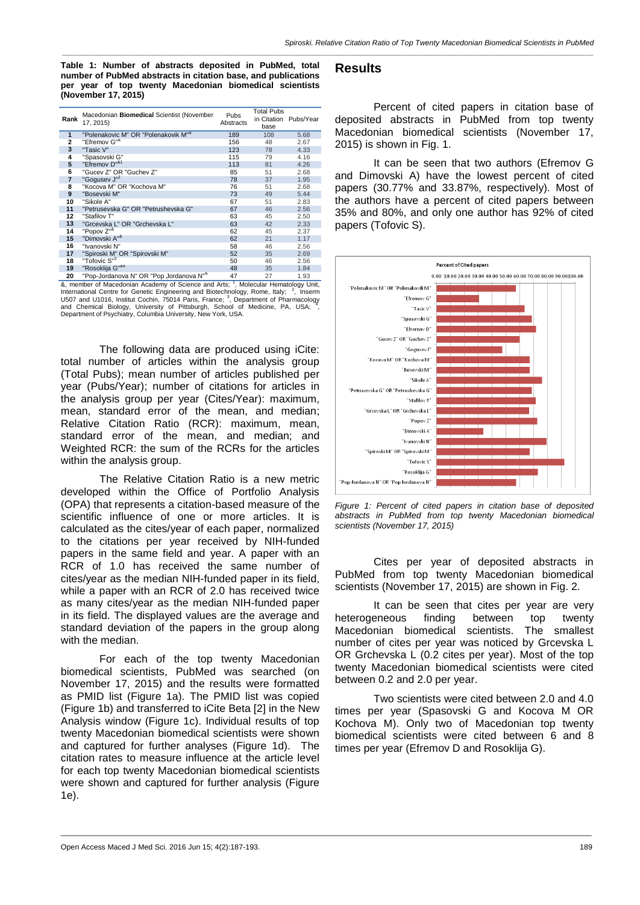**Table 1: Number of abstracts deposited in PubMed, total number of PubMed abstracts in citation base, and publications per year of top twenty Macedonian biomedical scientists (November 17, 2015)**

| Rank | Macedonian **Biomedical** Scientist (November 17, 2015) | Pubs Abstracts | Total Pubs in Citation base | Pubs/Year |
|---|---|---|---|---|
| 1 | "Polenakovic M" OR "Polenakovik M"[&] | 189 | 108 | 5.68 |
| 2 | "Efremov G"[&] | 156 | 48 | 2.67 |
| 3 | "Tasic V" | 123 | 78 | 4.33 |
| 4 | "Spasovski G" | 115 | 79 | 4.16 |
| 5 | "Efremov D"[&1] | 113 | 81 | 4.26 |
| 6 | "Gucev Z" OR "Guchev Z" | 85 | 51 | 2.68 |
| 7 | "Gogusev J"[2] | 78 | 37 | 1.95 |
| 8 | "Kocova M" OR "Kochova M" | 76 | 51 | 2.68 |
| 9 | "Bosevski M" | 73 | 49 | 5.44 |
| 10 | "Sikole A" | 67 | 51 | 2.83 |
| 11 | "Petrusevska G" OR "Petrushevska G" | 67 | 46 | 2.56 |
| 12 | "Stafilov T" | 63 | 45 | 2.50 |
| 13 | "Grcevska L" OR "Grchevska L" | 63 | 42 | 2.33 |
| 14 | "Popov Z"[&] | 62 | 45 | 2.37 |
| 15 | "Dimovski A"[&] | 62 | 21 | 1.17 |
| 16 | "Ivanovski N" | 58 | 46 | 2.56 |
| 17 | "Spiroski M" OR "Spirovski M" | 52 | 35 | 2.69 |
| 18 | "Tofovic S"[3] | 50 | 46 | 2.56 |
| 19 | "Rosoklija G"[&4] | 48 | 35 | 1.84 |
| 20 | "Pop-Jordanova N" OR "Pop Jordanova N"[&] | 47 | 27 | 1.93 |

&, member of Macedonian Academy of Science and Arts; [1], Molecular Hematology Unit, International Centre for Genetic Engineering and Biotechnology, Rome, Italy; [2], Inserm U507 and U1016, Institut Cochin, 75014 Paris, France; [3], Department of Pharmacology and Chemical Biology, University of Pittsburgh, School of Medicine, PA, USA; [4], Department of Psychiatry, Columbia University, New York, USA.

The following data are produced using iCite: total number of articles within the analysis group (Total Pubs); mean number of articles published per year (Pubs/Year); number of citations for articles in the analysis group per year (Cites/Year): maximum, mean, standard error of the mean, and median; Relative Citation Ratio (RCR): maximum, mean, standard error of the mean, and median; and Weighted RCR: the sum of the RCRs for the articles within the analysis group.

The Relative Citation Ratio is a new metric developed within the Office of Portfolio Analysis (OPA) that represents a citation-based measure of the scientific influence of one or more articles. It is calculated as the cites/year of each paper, normalized to the citations per year received by NIH-funded papers in the same field and year. A paper with an RCR of 1.0 has received the same number of cites/year as the median NIH-funded paper in its field, while a paper with an RCR of 2.0 has received twice as many cites/year as the median NIH-funded paper in its field. The displayed values are the average and standard deviation of the papers in the group along with the median.

For each of the top twenty Macedonian biomedical scientists, PubMed was searched (on November 17, 2015) and the results were formatted as PMID list (Figure 1a). The PMID list was copied (Figure 1b) and transferred to iCite Beta [2] in the New Analysis window (Figure 1c). Individual results of top twenty Macedonian biomedical scientists were shown and captured for further analyses (Figure 1d). The citation rates to measure influence at the article level for each top twenty Macedonian biomedical scientists were shown and captured for further analysis (Figure 1e).

## Results

Percent of cited papers in citation base of deposited abstracts in PubMed from top twenty Macedonian biomedical scientists (November 17, 2015) is shown in Fig. 1.

It can be seen that two authors (Efremov G and Dimovski A) have the lowest percent of cited papers (30.77% and 33.87%, respectively). Most of the authors have a percent of cited papers between 35% and 80%, and only one author has 92% of cited papers (Tofovic S).

*Figure 1: Percent of cited papers in citation base of deposited abstracts in PubMed from top twenty Macedonian biomedical scientists (November 17, 2015)*

Cites per year of deposited abstracts in PubMed from top twenty Macedonian biomedical scientists (November 17, 2015) are shown in Fig. 2.

It can be seen that cites per year are very heterogeneous finding between top twenty Macedonian biomedical scientists. The smallest number of cites per year was noticed by Grcevska L OR Grchevska L (0.2 cites per year). Most of the top twenty Macedonian biomedical scientists were cited between 0.2 and 2.0 per year.

Two scientists were cited between 2.0 and 4.0 times per year (Spasovski G and Kocova M OR Kochova M). Only two of Macedonian top twenty biomedical scientists were cited between 6 and 8 times per year (Efremov D and Rosoklija G).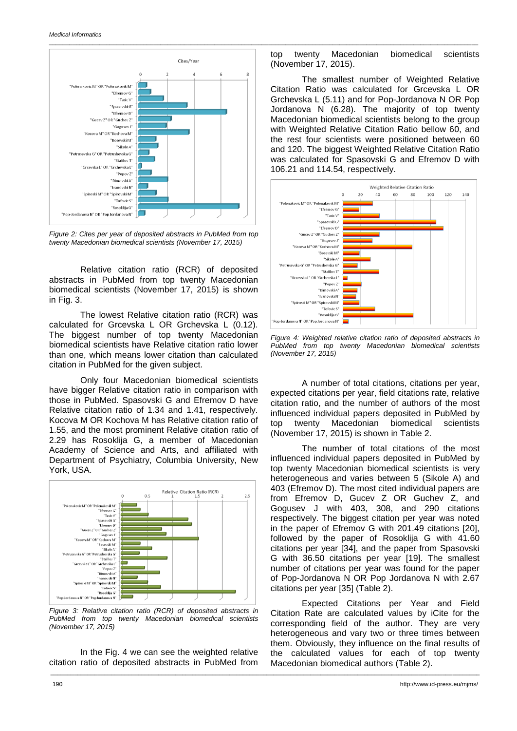*Figure 2: Cites per year of deposited abstracts in PubMed from top twenty Macedonian biomedical scientists (November 17, 2015)*

Relative citation ratio (RCR) of deposited abstracts in PubMed from top twenty Macedonian biomedical scientists (November 17, 2015) is shown in Fig. 3.

The lowest Relative citation ratio (RCR) was calculated for Grcevska L OR Grchevska L (0.12). The biggest number of top twenty Macedonian biomedical scientists have Relative citation ratio lower than one, which means lower citation than calculated citation in PubMed for the given subject.

Only four Macedonian biomedical scientists have bigger Relative citation ratio in comparison with those in PubMed. Spasovski G and Efremov D have Relative citation ratio of 1.34 and 1.41, respectively. Kocova M OR Kochova M has Relative citation ratio of 1.55, and the most prominent Relative citation ratio of 2.29 has Rosoklija G, a member of Macedonian Academy of Science and Arts, and affiliated with Department of Psychiatry, Columbia University, New York, USA.

*Figure 3: Relative citation ratio (RCR) of deposited abstracts in PubMed from top twenty Macedonian biomedical scientists (November 17, 2015)*

In the Fig. 4 we can see the weighted relative citation ratio of deposited abstracts in PubMed from top twenty Macedonian biomedical scientists (November 17, 2015).

The smallest number of Weighted Relative Citation Ratio was calculated for Grcevska L OR Grchevska L (5.11) and for Pop-Jordanova N OR Pop Jordanova N (6.28). The majority of top twenty Macedonian biomedical scientists belong to the group with Weighted Relative Citation Ratio bellow 60, and the rest four scientists were positioned between 60 and 120. The biggest Weighted Relative Citation Ratio was calculated for Spasovski G and Efremov D with 106.21 and 114.54, respectively.

*Figure 4: Weighted relative citation ratio of deposited abstracts in PubMed from top twenty Macedonian biomedical scientists (November 17, 2015)*

A number of total citations, citations per year, expected citations per year, field citations rate, relative citation ratio, and the number of authors of the most influenced individual papers deposited in PubMed by top twenty Macedonian biomedical scientists (November 17, 2015) is shown in Table 2.

The number of total citations of the most influenced individual papers deposited in PubMed by top twenty Macedonian biomedical scientists is very heterogeneous and varies between 5 (Sikole A) and 403 (Efremov D). The most cited individual papers are from Efremov D, Gucev Z OR Guchev Z, and Gogusev J with 403, 308, and 290 citations respectively. The biggest citation per year was noted in the paper of Efremov G with 201.49 citations [20], followed by the paper of Rosoklija G with 41.60 citations per year [34], and the paper from Spasovski G with 36.50 citations per year [19]. The smallest number of citations per year was found for the paper of Pop-Jordanova N OR Pop Jordanova N with 2.67 citations per year [35] (Table 2).

Expected Citations per Year and Field Citation Rate are calculated values by iCite for the corresponding field of the author. They are very heterogeneous and vary two or three times between them. Obviously, they influence on the final results of the calculated values for each of top twenty Macedonian biomedical authors (Table 2).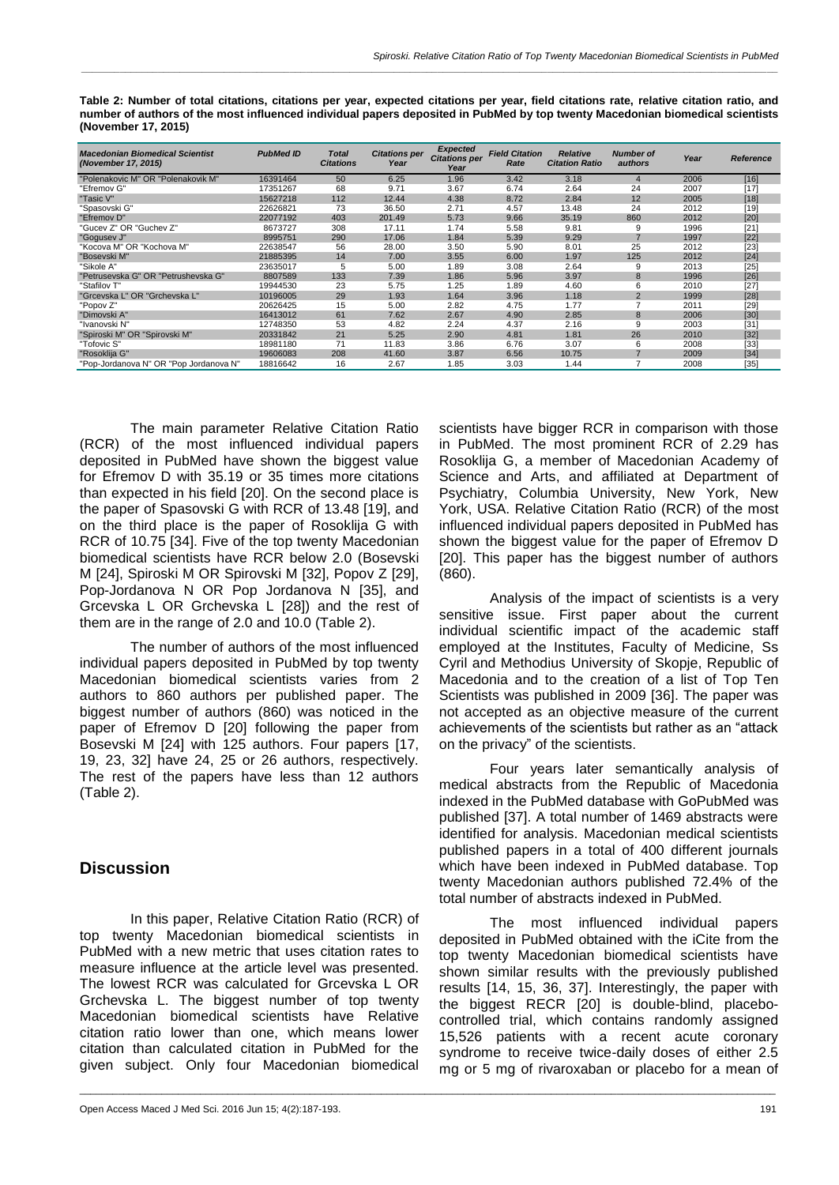**Table 2: Number of total citations, citations per year, expected citations per year, field citations rate, relative citation ratio, and number of authors of the most influenced individual papers deposited in PubMed by top twenty Macedonian biomedical scientists (November 17, 2015)**

| *Macedonian Biomedical Scientist (November 17, 2015)* | *PubMed ID* | *Total Citations* | *Citations per Year* | *Expected Citations per Year* | *Field Citation Rate* | *Relative Citation Ratio* | *Number of authors* | *Year* | *Reference* |
|---|---|---|---|---|---|---|---|---|---|
| "Polenakovic M" OR "Polenakovik M" | 16391464 | 50 | 6.25 | 1.96 | 3.42 | 3.18 | 4 | 2006 | [16] |
| "Efremov G" | 17351267 | 68 | 9.71 | 3.67 | 6.74 | 2.64 | 24 | 2007 | [17] |
| "Tasic V" | 15627218 | 112 | 12.44 | 4.38 | 8.72 | 2.84 | 12 | 2005 | [18] |
| "Spasovski G" | 22626821 | 73 | 36.50 | 2.71 | 4.57 | 13.48 | 24 | 2012 | [19] |
| "Efremov D" | 22077192 | 403 | 201.49 | 5.73 | 9.66 | 35.19 | 860 | 2012 | [20] |
| "Gucev Z" OR "Guchev Z" | 8673727 | 308 | 17.11 | 1.74 | 5.58 | 9.81 | 9 | 1996 | [21] |
| "Gogusev J" | 8995751 | 290 | 17.06 | 1.84 | 5.39 | 9.29 | 7 | 1997 | [22] |
| "Kocova M" OR "Kochova M" | 22638547 | 56 | 28.00 | 3.50 | 5.90 | 8.01 | 25 | 2012 | [23] |
| "Bosevski M" | 21885395 | 14 | 7.00 | 3.55 | 6.00 | 1.97 | 125 | 2012 | [24] |
| "Sikole A" | 23635017 | 5 | 5.00 | 1.89 | 3.08 | 2.64 | 9 | 2013 | [25] |
| "Petrusevska G" OR "Petrushevska G" | 8807589 | 133 | 7.39 | 1.86 | 5.96 | 3.97 | 8 | 1996 | [26] |
| "Stafilov T" | 19944530 | 23 | 5.75 | 1.25 | 1.89 | 4.60 | 6 | 2010 | [27] |
| "Grcevska L" OR "Grchevska L" | 10196005 | 29 | 1.93 | 1.64 | 3.96 | 1.18 | 2 | 1999 | [28] |
| "Popov Z" | 20626425 | 15 | 5.00 | 2.82 | 4.75 | 1.77 | 7 | 2011 | [29] |
| "Dimovski A" | 16413012 | 61 | 7.62 | 2.67 | 4.90 | 2.85 | 8 | 2006 | [30] |
| "Ivanovski N" | 12748350 | 53 | 4.82 | 2.24 | 4.37 | 2.16 | 9 | 2003 | [31] |
| "Spiroski M" OR "Spirovski M" | 20331842 | 21 | 5.25 | 2.90 | 4.81 | 1.81 | 26 | 2010 | [32] |
| "Tofovic S" | 18981180 | 71 | 11.83 | 3.86 | 6.76 | 3.07 | 6 | 2008 | [33] |
| "Rosoklija G" | 19606083 | 208 | 41.60 | 3.87 | 6.56 | 10.75 | 7 | 2009 | [34] |
| "Pop-Jordanova N" OR "Pop Jordanova N" | 18816642 | 16 | 2.67 | 1.85 | 3.03 | 1.44 | 7 | 2008 | [35] |

The main parameter Relative Citation Ratio (RCR) of the most influenced individual papers deposited in PubMed have shown the biggest value for Efremov D with 35.19 or 35 times more citations than expected in his field [20]. On the second place is the paper of Spasovski G with RCR of 13.48 [19], and on the third place is the paper of Rosoklija G with RCR of 10.75 [34]. Five of the top twenty Macedonian biomedical scientists have RCR below 2.0 (Bosevski M [24], Spiroski M OR Spirovski M [32], Popov Z [29], Pop-Jordanova N OR Pop Jordanova N [35], and Grcevska L OR Grchevska L [28]) and the rest of them are in the range of 2.0 and 10.0 (Table 2).

The number of authors of the most influenced individual papers deposited in PubMed by top twenty Macedonian biomedical scientists varies from 2 authors to 860 authors per published paper. The biggest number of authors (860) was noticed in the paper of Efremov D [20] following the paper from Bosevski M [24] with 125 authors. Four papers [17, 19, 23, 32] have 24, 25 or 26 authors, respectively. The rest of the papers have less than 12 authors (Table 2).

## Discussion

In this paper, Relative Citation Ratio (RCR) of top twenty Macedonian biomedical scientists in PubMed with a new metric that uses citation rates to measure influence at the article level was presented. The lowest RCR was calculated for Grcevska L OR Grchevska L. The biggest number of top twenty Macedonian biomedical scientists have Relative citation ratio lower than one, which means lower citation than calculated citation in PubMed for the given subject. Only four Macedonian biomedical scientists have bigger RCR in comparison with those in PubMed. The most prominent RCR of 2.29 has Rosoklija G, a member of Macedonian Academy of Science and Arts, and affiliated at Department of Psychiatry, Columbia University, New York, New York, USA. Relative Citation Ratio (RCR) of the most influenced individual papers deposited in PubMed has shown the biggest value for the paper of Efremov D [20]. This paper has the biggest number of authors (860).

Analysis of the impact of scientists is a very sensitive issue. First paper about the current individual scientific impact of the academic staff employed at the Institutes, Faculty of Medicine, Ss Cyril and Methodius University of Skopje, Republic of Macedonia and to the creation of a list of Top Ten Scientists was published in 2009 [36]. The paper was not accepted as an objective measure of the current achievements of the scientists but rather as an "attack on the privacy" of the scientists.

Four years later semantically analysis of medical abstracts from the Republic of Macedonia indexed in the PubMed database with GoPubMed was published [37]. A total number of 1469 abstracts were identified for analysis. Macedonian medical scientists published papers in a total of 400 different journals which have been indexed in PubMed database. Top twenty Macedonian authors published 72.4% of the total number of abstracts indexed in PubMed.

The most influenced individual papers deposited in PubMed obtained with the iCite from the top twenty Macedonian biomedical scientists have shown similar results with the previously published results [14, 15, 36, 37]. Interestingly, the paper with the biggest RECR [20] is double-blind, placebo-controlled trial, which contains randomly assigned 15,526 patients with a recent acute coronary syndrome to receive twice-daily doses of either 2.5 mg or 5 mg of rivaroxaban or placebo for a mean of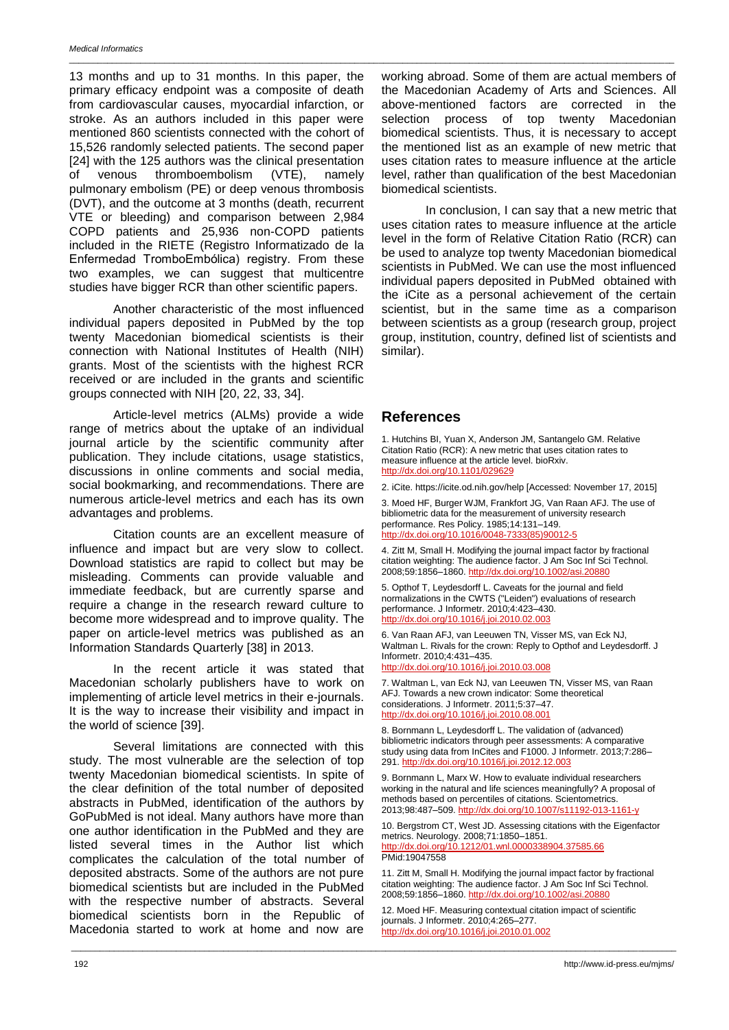13 months and up to 31 months. In this paper, the primary efficacy endpoint was a composite of death from cardiovascular causes, myocardial infarction, or stroke. As an authors included in this paper were mentioned 860 scientists connected with the cohort of 15,526 randomly selected patients. The second paper [24] with the 125 authors was the clinical presentation of venous thromboembolism (VTE), namely pulmonary embolism (PE) or deep venous thrombosis (DVT), and the outcome at 3 months (death, recurrent VTE or bleeding) and comparison between 2,984 COPD patients and 25,936 non-COPD patients included in the RIETE (Registro Informatizado de la Enfermedad TromboEmbólica) registry. From these two examples, we can suggest that multicentre studies have bigger RCR than other scientific papers.

Another characteristic of the most influenced individual papers deposited in PubMed by the top twenty Macedonian biomedical scientists is their connection with National Institutes of Health (NIH) grants. Most of the scientists with the highest RCR received or are included in the grants and scientific groups connected with NIH [20, 22, 33, 34].

Article-level metrics (ALMs) provide a wide range of metrics about the uptake of an individual journal article by the scientific community after publication. They include citations, usage statistics, discussions in online comments and social media, social bookmarking, and recommendations. There are numerous article-level metrics and each has its own advantages and problems.

Citation counts are an excellent measure of influence and impact but are very slow to collect. Download statistics are rapid to collect but may be misleading. Comments can provide valuable and immediate feedback, but are currently sparse and require a change in the research reward culture to become more widespread and to improve quality. The paper on article-level metrics was published as an Information Standards Quarterly [38] in 2013.

In the recent article it was stated that Macedonian scholarly publishers have to work on implementing of article level metrics in their e-journals. It is the way to increase their visibility and impact in the world of science [39].

Several limitations are connected with this study. The most vulnerable are the selection of top twenty Macedonian biomedical scientists. In spite of the clear definition of the total number of deposited abstracts in PubMed, identification of the authors by GoPubMed is not ideal. Many authors have more than one author identification in the PubMed and they are listed several times in the Author list which complicates the calculation of the total number of deposited abstracts. Some of the authors are not pure biomedical scientists but are included in the PubMed with the respective number of abstracts. Several biomedical scientists born in the Republic of Macedonia started to work at home and now are working abroad. Some of them are actual members of the Macedonian Academy of Arts and Sciences. All above-mentioned factors are corrected in the selection process of top twenty Macedonian biomedical scientists. Thus, it is necessary to accept the mentioned list as an example of new metric that uses citation rates to measure influence at the article level, rather than qualification of the best Macedonian biomedical scientists.

In conclusion, I can say that a new metric that uses citation rates to measure influence at the article level in the form of Relative Citation Ratio (RCR) can be used to analyze top twenty Macedonian biomedical scientists in PubMed. We can use the most influenced individual papers deposited in PubMed obtained with the iCite as a personal achievement of the certain scientist, but in the same time as a comparison between scientists as a group (research group, project group, institution, country, defined list of scientists and similar).

## References

1. Hutchins BI, Yuan X, Anderson JM, Santangelo GM. Relative Citation Ratio (RCR): A new metric that uses citation rates to measure influence at the article level. bioRxiv. http://dx.doi.org/10.1101/029629

2. iCite. https://icite.od.nih.gov/help [Accessed: November 17, 2015]

3. Moed HF, Burger WJM, Frankfort JG, Van Raan AFJ. The use of bibliometric data for the measurement of university research performance. Res Policy. 1985;14:131–149. http://dx.doi.org/10.1016/0048-7333(85)90012-5

4. Zitt M, Small H. Modifying the journal impact factor by fractional citation weighting: The audience factor. J Am Soc Inf Sci Technol. 2008;59:1856–1860. http://dx.doi.org/10.1002/asi.20880

5. Opthof T, Leydesdorff L. Caveats for the journal and field normalizations in the CWTS ("Leiden") evaluations of research performance. J Informetr. 2010;4:423–430. http://dx.doi.org/10.1016/j.joi.2010.02.003

6. Van Raan AFJ, van Leeuwen TN, Visser MS, van Eck NJ, Waltman L. Rivals for the crown: Reply to Opthof and Leydesdorff. J Informetr. 2010;4:431–435. http://dx.doi.org/10.1016/j.joi.2010.03.008

7. Waltman L, van Eck NJ, van Leeuwen TN, Visser MS, van Raan AFJ. Towards a new crown indicator: Some theoretical considerations. J Informetr. 2011;5:37–47. http://dx.doi.org/10.1016/j.joi.2010.08.001

8. Bornmann L, Leydesdorff L. The validation of (advanced) bibliometric indicators through peer assessments: A comparative study using data from InCites and F1000. J Informetr. 2013;7:286–291. http://dx.doi.org/10.1016/j.joi.2012.12.003

9. Bornmann L, Marx W. How to evaluate individual researchers working in the natural and life sciences meaningfully? A proposal of methods based on percentiles of citations. Scientometrics. 2013;98:487–509. http://dx.doi.org/10.1007/s11192-013-1161-y

10. Bergstrom CT, West JD. Assessing citations with the Eigenfactor metrics. Neurology. 2008;71:1850–1851. http://dx.doi.org/10.1212/01.wnl.0000338904.37585.66 PMid:19047558

11. Zitt M, Small H. Modifying the journal impact factor by fractional citation weighting: The audience factor. J Am Soc Inf Sci Technol. 2008;59:1856–1860. http://dx.doi.org/10.1002/asi.20880

12. Moed HF. Measuring contextual citation impact of scientific journals. J Informetr. 2010;4:265–277. http://dx.doi.org/10.1016/j.joi.2010.01.002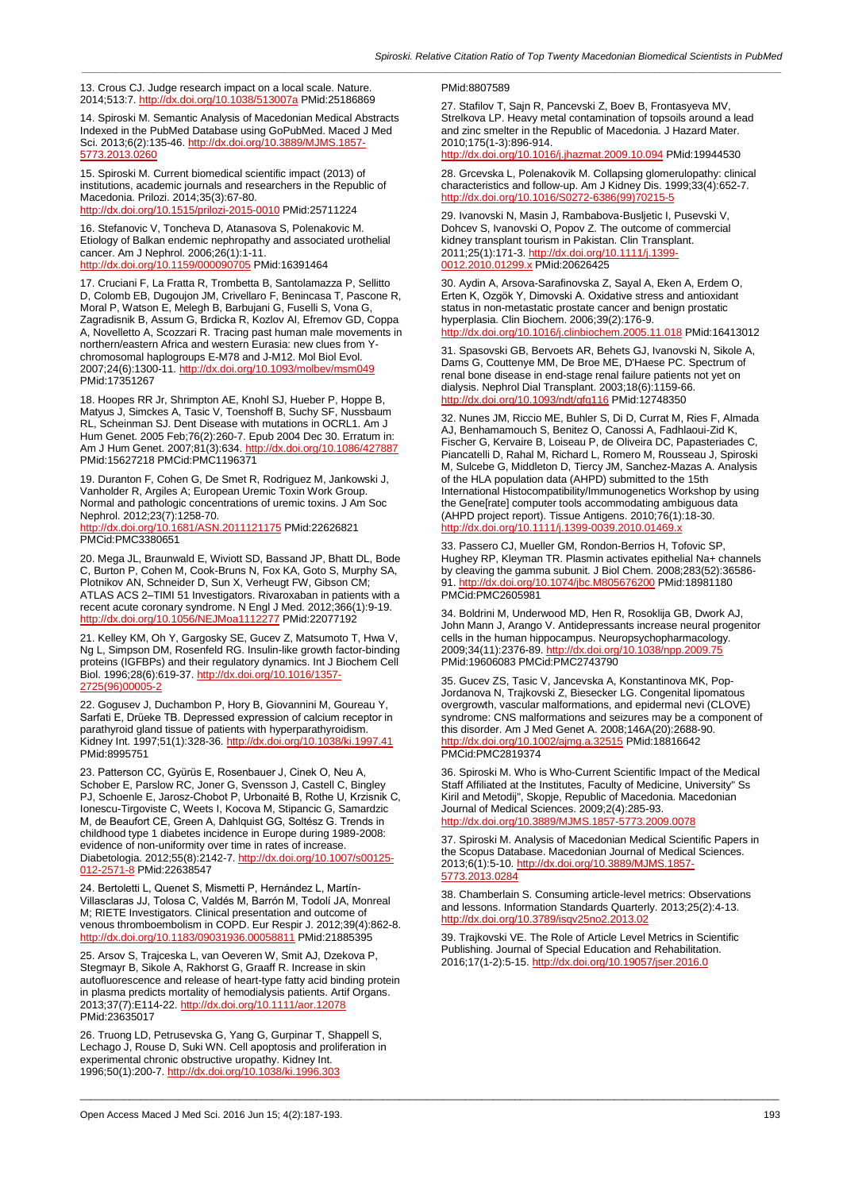13. Crous CJ. Judge research impact on a local scale. Nature. 2014;513:7. http://dx.doi.org/10.1038/513007a PMid:25186869

14. Spiroski M. Semantic Analysis of Macedonian Medical Abstracts Indexed in the PubMed Database using GoPubMed. Maced J Med Sci. 2013;6(2):135-46. http://dx.doi.org/10.3889/MJMS.1857-5773.2013.0260

15. Spiroski M. Current biomedical scientific impact (2013) of institutions, academic journals and researchers in the Republic of Macedonia. Prilozi. 2014;35(3):67-80. http://dx.doi.org/10.1515/prilozi-2015-0010 PMid:25711224

16. Stefanovic V, Toncheva D, Atanasova S, Polenakovic M. Etiology of Balkan endemic nephropathy and associated urothelial cancer. Am J Nephrol. 2006;26(1):1-11. http://dx.doi.org/10.1159/000090705 PMid:16391464

17. Cruciani F, La Fratta R, Trombetta B, Santolamazza P, Sellitto D, Colomb EB, Dugoujon JM, Crivellaro F, Benincasa T, Pascone R, Moral P, Watson E, Melegh B, Barbujani G, Fuselli S, Vona G, Zagradisnik B, Assum G, Brdicka R, Kozlov AI, Efremov GD, Coppa A, Novelletto A, Scozzari R. Tracing past human male movements in northern/eastern Africa and western Eurasia: new clues from Y-chromosomal haplogroups E-M78 and J-M12. Mol Biol Evol. 2007;24(6):1300-11. http://dx.doi.org/10.1093/molbev/msm049 PMid:17351267

18. Hoopes RR Jr, Shrimpton AE, Knohl SJ, Hueber P, Hoppe B, Matyus J, Simckes A, Tasic V, Toenshoff B, Suchy SF, Nussbaum RL, Scheinman SJ. Dent Disease with mutations in OCRL1. Am J Hum Genet. 2005 Feb;76(2):260-7. Epub 2004 Dec 30. Erratum in: Am J Hum Genet. 2007;81(3):634. http://dx.doi.org/10.1086/427887 PMid:15627218 PMCid:PMC1196371

19. Duranton F, Cohen G, De Smet R, Rodriguez M, Jankowski J, Vanholder R, Argiles A; European Uremic Toxin Work Group. Normal and pathologic concentrations of uremic toxins. J Am Soc Nephrol. 2012;23(7):1258-70. http://dx.doi.org/10.1681/ASN.2011121175 PMid:22626821 PMCid:PMC3380651

20. Mega JL, Braunwald E, Wiviott SD, Bassand JP, Bhatt DL, Bode C, Burton P, Cohen M, Cook-Bruns N, Fox KA, Goto S, Murphy SA, Plotnikov AN, Schneider D, Sun X, Verheugt FW, Gibson CM; ATLAS ACS 2–TIMI 51 Investigators. Rivaroxaban in patients with a recent acute coronary syndrome. N Engl J Med. 2012;366(1):9-19. http://dx.doi.org/10.1056/NEJMoa1112277 PMid:22077192

21. Kelley KM, Oh Y, Gargosky SE, Gucev Z, Matsumoto T, Hwa V, Ng L, Simpson DM, Rosenfeld RG. Insulin-like growth factor-binding proteins (IGFBPs) and their regulatory dynamics. Int J Biochem Cell Biol. 1996;28(6):619-37. http://dx.doi.org/10.1016/1357-2725(96)00005-2

22. Gogusev J, Duchambon P, Hory B, Giovannini M, Goureau Y, Sarfati E, Drüeke TB. Depressed expression of calcium receptor in parathyroid gland tissue of patients with hyperparathyroidism. Kidney Int. 1997;51(1):328-36. http://dx.doi.org/10.1038/ki.1997.41 PMid:8995751

23. Patterson CC, Gyürüs E, Rosenbauer J, Cinek O, Neu A, Schober E, Parslow RC, Joner G, Svensson J, Castell C, Bingley PJ, Schoenle E, Jarosz-Chobot P, Urbonaité B, Rothe U, Krzisnik C, Ionescu-Tirgoviste C, Weets I, Kocova M, Stipancic G, Samardzic M, de Beaufort CE, Green A, Dahlquist GG, Soltész G. Trends in childhood type 1 diabetes incidence in Europe during 1989-2008: evidence of non-uniformity over time in rates of increase. Diabetologia. 2012;55(8):2142-7. http://dx.doi.org/10.1007/s00125-012-2571-8 PMid:22638547

24. Bertoletti L, Quenet S, Mismetti P, Hernández L, Martín-Villasclaras JJ, Tolosa C, Valdés M, Barrón M, Todolí JA, Monreal M; RIETE Investigators. Clinical presentation and outcome of venous thromboembolism in COPD. Eur Respir J. 2012;39(4):862-8. http://dx.doi.org/10.1183/09031936.00058811 PMid:21885395

25. Arsov S, Trajceska L, van Oeveren W, Smit AJ, Dzekova P, Stegmayr B, Sikole A, Rakhorst G, Graaff R. Increase in skin autofluorescence and release of heart-type fatty acid binding protein in plasma predicts mortality of hemodialysis patients. Artif Organs. 2013;37(7):E114-22. http://dx.doi.org/10.1111/aor.12078 PMid:23635017

26. Truong LD, Petrusevska G, Yang G, Gurpinar T, Shappell S, Lechago J, Rouse D, Suki WN. Cell apoptosis and proliferation in experimental chronic obstructive uropathy. Kidney Int. 1996;50(1):200-7. http://dx.doi.org/10.1038/ki.1996.303 PMid:8807589

27. Stafilov T, Sajn R, Pancevski Z, Boev B, Frontasyeva MV, Strelkova LP. Heavy metal contamination of topsoils around a lead and zinc smelter in the Republic of Macedonia. J Hazard Mater. 2010;175(1-3):896-914. http://dx.doi.org/10.1016/j.jhazmat.2009.10.094 PMid:19944530

28. Grcevska L, Polenakovik M. Collapsing glomerulopathy: clinical characteristics and follow-up. Am J Kidney Dis. 1999;33(4):652-7. http://dx.doi.org/10.1016/S0272-6386(99)70215-5

29. Ivanovski N, Masin J, Rambabova-Busljetic I, Pusevski V, Dohcev S, Ivanovski O, Popov Z. The outcome of commercial kidney transplant tourism in Pakistan. Clin Transplant. 2011;25(1):171-3. http://dx.doi.org/10.1111/j.1399-0012.2010.01299.x PMid:20626425

30. Aydin A, Arsova-Sarafinovska Z, Sayal A, Eken A, Erdem O, Erten K, Ozgök Y, Dimovski A. Oxidative stress and antioxidant status in non-metastatic prostate cancer and benign prostatic hyperplasia. Clin Biochem. 2006;39(2):176-9. http://dx.doi.org/10.1016/j.clinbiochem.2005.11.018 PMid:16413012

31. Spasovski GB, Bervoets AR, Behets GJ, Ivanovski N, Sikole A, Dams G, Couttenye MM, De Broe ME, D'Haese PC. Spectrum of renal bone disease in end-stage renal failure patients not yet on dialysis. Nephrol Dial Transplant. 2003;18(6):1159-66. http://dx.doi.org/10.1093/ndt/gfg116 PMid:12748350

32. Nunes JM, Riccio ME, Buhler S, Di D, Currat M, Ries F, Almada AJ, Benhamamouch S, Benitez O, Canossi A, Fadhlaoui-Zid K, Fischer G, Kervaire B, Loiseau P, de Oliveira DC, Papasteriades C, Piancatelli D, Rahal M, Richard L, Romero M, Rousseau J, Spiroski M, Sulcebe G, Middleton D, Tiercy JM, Sanchez-Mazas A. Analysis of the HLA population data (AHPD) submitted to the 15th International Histocompatibility/Immunogenetics Workshop by using the Gene[rate] computer tools accommodating ambiguous data (AHPD project report). Tissue Antigens. 2010;76(1):18-30. http://dx.doi.org/10.1111/j.1399-0039.2010.01469.x

33. Passero CJ, Mueller GM, Rondon-Berrios H, Tofovic SP, Hughey RP, Kleyman TR. Plasmin activates epithelial Na+ channels by cleaving the gamma subunit. J Biol Chem. 2008;283(52):36586-91. http://dx.doi.org/10.1074/jbc.M805676200 PMid:18981180 PMCid:PMC2605981

34. Boldrini M, Underwood MD, Hen R, Rosoklija GB, Dwork AJ, John Mann J, Arango V. Antidepressants increase neural progenitor cells in the human hippocampus. Neuropsychopharmacology. 2009;34(11):2376-89. http://dx.doi.org/10.1038/npp.2009.75 PMid:19606083 PMCid:PMC2743790

35. Gucev ZS, Tasic V, Jancevska A, Konstantinova MK, Pop-Jordanova N, Trajkovski Z, Biesecker LG. Congenital lipomatous overgrowth, vascular malformations, and epidermal nevi (CLOVE) syndrome: CNS malformations and seizures may be a component of this disorder. Am J Med Genet A. 2008;146A(20):2688-90. http://dx.doi.org/10.1002/ajmg.a.32515 PMid:18816642 PMCid:PMC2819374

36. Spiroski M. Who is Who-Current Scientific Impact of the Medical Staff Affiliated at the Institutes, Faculty of Medicine, University" Ss Kiril and Metodij", Skopje, Republic of Macedonia. Macedonian Journal of Medical Sciences. 2009;2(4):285-93. http://dx.doi.org/10.3889/MJMS.1857-5773.2009.0078

37. Spiroski M. Analysis of Macedonian Medical Scientific Papers in the Scopus Database. Macedonian Journal of Medical Sciences. 2013;6(1):5-10. http://dx.doi.org/10.3889/MJMS.1857-5773.2013.0284

38. Chamberlain S. Consuming article-level metrics: Observations and lessons. Information Standards Quarterly. 2013;25(2):4-13. http://dx.doi.org/10.3789/isqv25no2.2013.02

39. Trajkovski VE. The Role of Article Level Metrics in Scientific Publishing. Journal of Special Education and Rehabilitation. 2016;17(1-2):5-15. http://dx.doi.org/10.19057/jser.2016.0